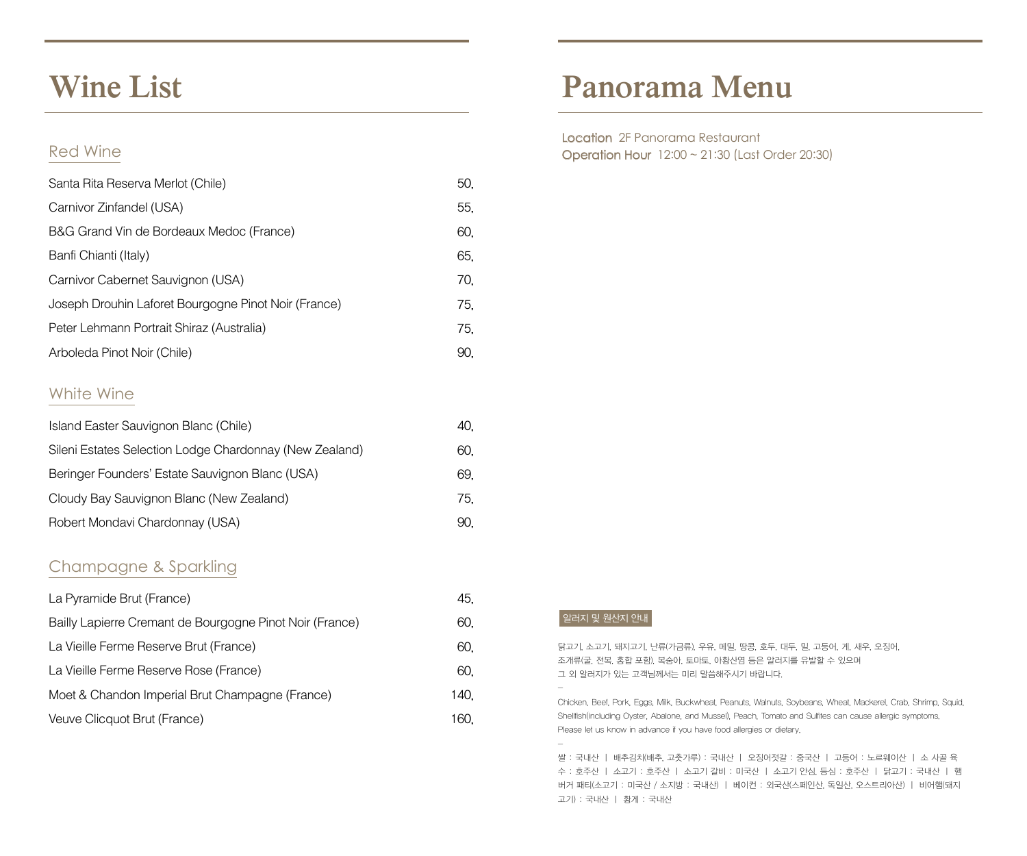# Wine List

## Red Wine

| | |
|---|---|
| Santa Rita Reserva Merlot (Chile) | 50. |
| Carnivor Zinfandel (USA) | 55. |
| B&G Grand Vin de Bordeaux Medoc (France) | 60. |
| Banfi Chianti (Italy) | 65. |
| Carnivor Cabernet Sauvignon (USA) | 70. |
| Joseph Drouhin Laforet Bourgogne Pinot Noir (France) | 75. |
| Peter Lehmann Portrait Shiraz (Australia) | 75. |
| Arboleda Pinot Noir (Chile) | 90. |

## White Wine

| | |
|---|---|
| Island Easter Sauvignon Blanc (Chile) | 40. |
| Sileni Estates Selection Lodge Chardonnay (New Zealand) | 60. |
| Beringer Founders' Estate Sauvignon Blanc (USA) | 69. |
| Cloudy Bay Sauvignon Blanc (New Zealand) | 75. |
| Robert Mondavi Chardonnay (USA) | 90. |

## Champagne & Sparkling

| | |
|---|---|
| La Pyramide Brut (France) | 45. |
| Bailly Lapierre Cremant de Bourgogne Pinot Noir (France) | 60. |
| La Vieille Ferme Reserve Brut (France) | 60. |
| La Vieille Ferme Reserve Rose (France) | 60. |
| Moet & Chandon Imperial Brut Champagne (France) | 140. |
| Veuve Clicquot Brut (France) | 160. |

# Panorama Menu

**Location** 2F Panorama Restaurant
**Operation Hour** 12:00 ~ 21:30 (Last Order 20:30)

**알러지 및 원산지 안내**

닭고기, 소고기, 돼지고기, 난류(가금류), 우유, 메밀, 땅콩, 호두, 대두, 밀, 고등어, 게, 새우, 오징어, 조개류(굴, 전복, 홍합 포함), 복숭아, 토마토, 아황산염 등은 알러지를 유발할 수 있으며 그 외 알러지가 있는 고객님께서는 미리 말씀해주시기 바랍니다.

–

Chicken, Beef, Pork, Eggs, Milk, Buckwheat, Peanuts, Walnuts, Soybeans, Wheat, Mackerel, Crab, Shrimp, Squid, Shellfish(including Oyster, Abalone, and Mussel), Peach, Tomato and Sulfites can cause allergic symptoms. Please let us know in advance if you have food allergies or dietary.

–

쌀 : 국내산 | 배추김치(배추, 고춧가루) : 국내산 | 오징어젓갈 : 중국산 | 고등어 : 노르웨이산 | 소 사골 육수 : 호주산 | 소고기 : 호주산 | 소고기 갈비 : 미국산 | 소고기 안심, 등심 : 호주산 | 닭고기 : 국내산 | 햄버거 패티(소고기 : 미국산 / 소지방 : 국내산) | 베이컨 : 외국산(스페인산, 독일산, 오스트리아산) | 비어햄(돼지고기) : 국내산 | 황게 : 국내산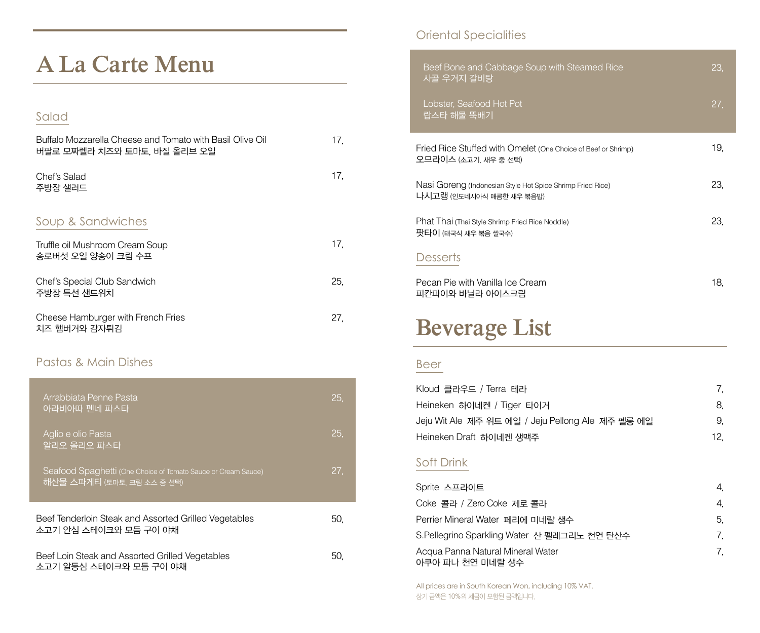# A La Carte Menu

## Salad

| | |
|---|---|
| Buffalo Mozzarella Cheese and Tomato with Basil Olive Oil<br>버팔로 모짜렐라 치즈와 토마토, 바질 올리브 오일 | 17. |
| Chef's Salad<br>주방장 샐러드 | 17. |

## Soup & Sandwiches

| | |
|---|---|
| Truffle oil Mushroom Cream Soup<br>송로버섯 오일 양송이 크림 수프 | 17. |
| Chef's Special Club Sandwich<br>주방장 특선 샌드위치 | 25. |
| Cheese Hamburger with French Fries<br>치즈 햄버거와 감자튀김 | 27. |

## Pastas & Main Dishes

| | |
|---|---|
| Arrabbiata Penne Pasta<br>아라비아따 펜네 파스타 | 25. |
| Aglio e olio Pasta<br>알리오 올리오 파스타 | 25. |
| Seafood Spaghetti (One Choice of Tomato Sauce or Cream Sauce)<br>해산물 스파게티 (토마토, 크림 소스 중 선택) | 27. |
| Beef Tenderloin Steak and Assorted Grilled Vegetables<br>소고기 안심 스테이크와 모듬 구이 야채 | 50. |
| Beef Loin Steak and Assorted Grilled Vegetables<br>소고기 알등심 스테이크와 모듬 구이 야채 | 50. |

## Oriental Specialities

| | |
|---|---|
| Beef Bone and Cabbage Soup with Steamed Rice<br>사골 우거지 갈비탕 | 23. |
| Lobster, Seafood Hot Pot<br>랍스타 해물 뚝배기 | 27. |
| Fried Rice Stuffed with Omelet (One Choice of Beef or Shrimp)<br>오므라이스 (소고기, 새우 중 선택) | 19. |
| Nasi Goreng (Indonesian Style Hot Spice Shrimp Fried Rice)<br>나시고랭 (인도네시아식 매콤한 새우 볶음밥) | 23. |
| Phat Thai (Thai Style Shrimp Fried Rice Noddle)<br>팟타이 (태국식 새우 볶음 쌀국수) | 23. |

## Desserts

| | |
|---|---|
| Pecan Pie with Vanilla Ice Cream<br>피칸파이와 바닐라 아이스크림 | 18. |

# Beverage List

## Beer

| | |
|---|---|
| Kloud 클라우드 / Terra 테라 | 7. |
| Heineken 하이네켄 / Tiger 타이거 | 8. |
| Jeju Wit Ale 제주 위트 에일 / Jeju Pellong Ale 제주 펠롱 에일 | 9. |
| Heineken Draft 하이네켄 생맥주 | 12. |

## Soft Drink

| | |
|---|---|
| Sprite 스프라이트 | 4. |
| Coke 콜라 / Zero Coke 제로 콜라 | 4. |
| Perrier Mineral Water 페리에 미네랄 생수 | 5. |
| S.Pellegrino Sparkling Water 산 펠레그리노 천연 탄산수 | 7. |
| Acqua Panna Natural Mineral Water<br>아쿠아 파나 천연 미네랄 생수 | 7. |

All prices are in South Korean Won, including 10% VAT.
상기 금액은 10%의 세금이 포함된 금액입니다.